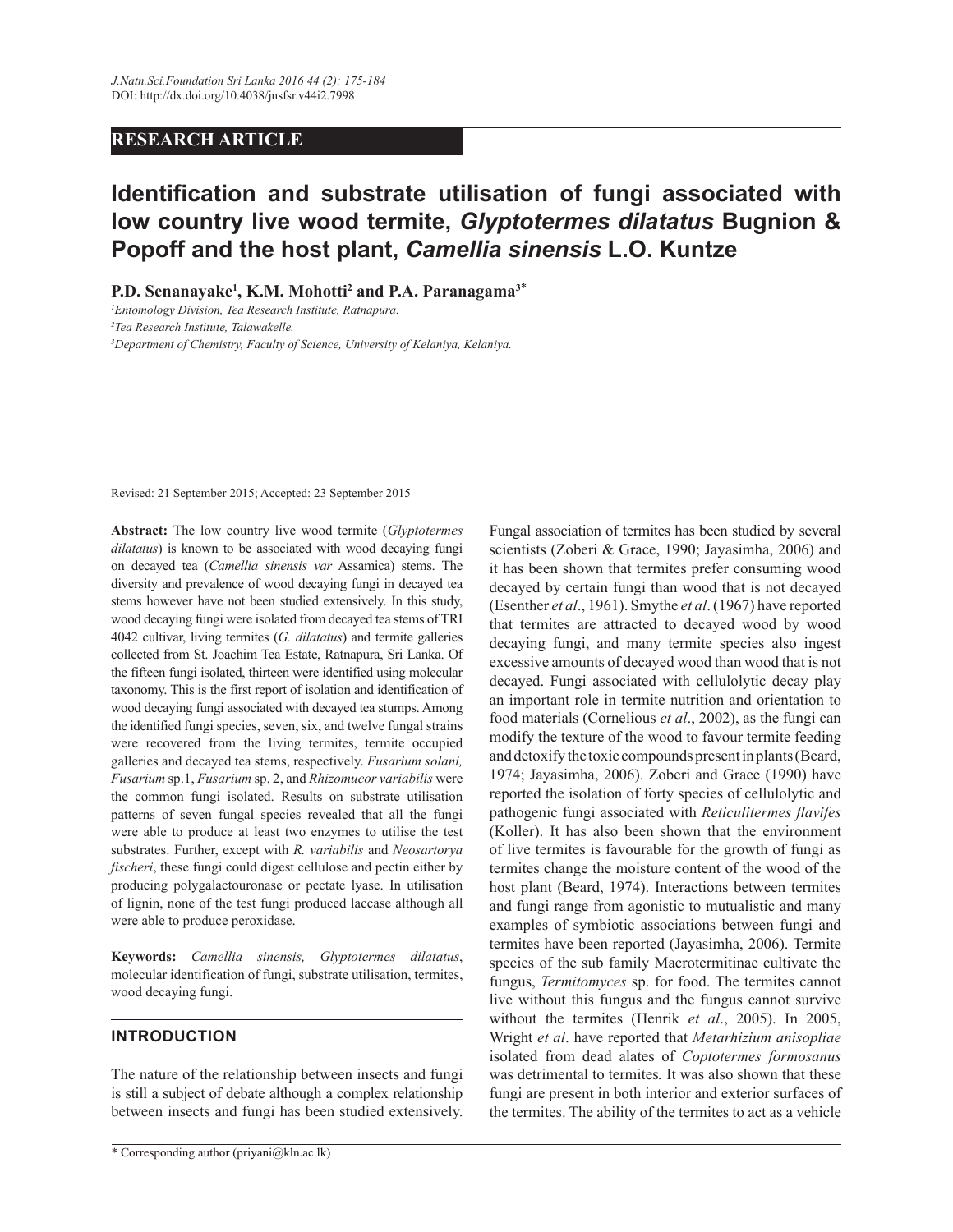## RESEARCH ARTICLE

# Identification and substrate utilisation of fungi associated with low country live wood termite, *Glyptotermes dilatatus* Bugnion & Popoff and the host plant, *Camellia sinensis* L.O. Kuntze

**P.D. Senanayake[1], K.M. Mohotti[2] and P.A. Paranagama[3*]**

[1] *Entomology Division, Tea Research Institute, Ratnapura.*

[2] *Tea Research Institute, Talawakelle.*

[3] *Department of Chemistry, Faculty of Science, University of Kelaniya, Kelaniya.*

Revised: 21 September 2015; Accepted: 23 September 2015

**Abstract:** The low country live wood termite (*Glyptotermes dilatatus*) is known to be associated with wood decaying fungi on decayed tea (*Camellia sinensis var* Assamica) stems. The diversity and prevalence of wood decaying fungi in decayed tea stems however have not been studied extensively. In this study, wood decaying fungi were isolated from decayed tea stems of TRI 4042 cultivar, living termites (*G. dilatatus*) and termite galleries collected from St. Joachim Tea Estate, Ratnapura, Sri Lanka. Of the fifteen fungi isolated, thirteen were identified using molecular taxonomy. This is the first report of isolation and identification of wood decaying fungi associated with decayed tea stumps. Among the identified fungi species, seven, six, and twelve fungal strains were recovered from the living termites, termite occupied galleries and decayed tea stems, respectively. *Fusarium solani, Fusarium* sp.1, *Fusarium* sp. 2, and *Rhizomucor variabilis* were the common fungi isolated. Results on substrate utilisation patterns of seven fungal species revealed that all the fungi were able to produce at least two enzymes to utilise the test substrates. Further, except with *R. variabilis* and *Neosartorya fischeri*, these fungi could digest cellulose and pectin either by producing polygalactouronase or pectate lyase. In utilisation of lignin, none of the test fungi produced laccase although all were able to produce peroxidase.

**Keywords:** *Camellia sinensis, Glyptotermes dilatatus*, molecular identification of fungi, substrate utilisation, termites, wood decaying fungi.

## INTRODUCTION

The nature of the relationship between insects and fungi is still a subject of debate although a complex relationship between insects and fungi has been studied extensively. Fungal association of termites has been studied by several scientists (Zoberi & Grace, 1990; Jayasimha, 2006) and it has been shown that termites prefer consuming wood decayed by certain fungi than wood that is not decayed (Esenther *et al*., 1961). Smythe *et al*. (1967) have reported that termites are attracted to decayed wood by wood decaying fungi, and many termite species also ingest excessive amounts of decayed wood than wood that is not decayed. Fungi associated with cellulolytic decay play an important role in termite nutrition and orientation to food materials (Cornelious *et al*., 2002), as the fungi can modify the texture of the wood to favour termite feeding and detoxify the toxic compounds present in plants (Beard, 1974; Jayasimha, 2006). Zoberi and Grace (1990) have reported the isolation of forty species of cellulolytic and pathogenic fungi associated with *Reticulitermes flavifes* (Koller). It has also been shown that the environment of live termites is favourable for the growth of fungi as termites change the moisture content of the wood of the host plant (Beard, 1974). Interactions between termites and fungi range from agonistic to mutualistic and many examples of symbiotic associations between fungi and termites have been reported (Jayasimha, 2006). Termite species of the sub family Macrotermitinae cultivate the fungus, *Termitomyces* sp. for food. The termites cannot live without this fungus and the fungus cannot survive without the termites (Henrik *et al*., 2005). In 2005, Wright *et al*. have reported that *Metarhizium anisopliae* isolated from dead alates of *Coptotermes formosanus* was detrimental to termites*.* It was also shown that these fungi are present in both interior and exterior surfaces of the termites. The ability of the termites to act as a vehicle

\* Corresponding author (priyani@kln.ac.lk)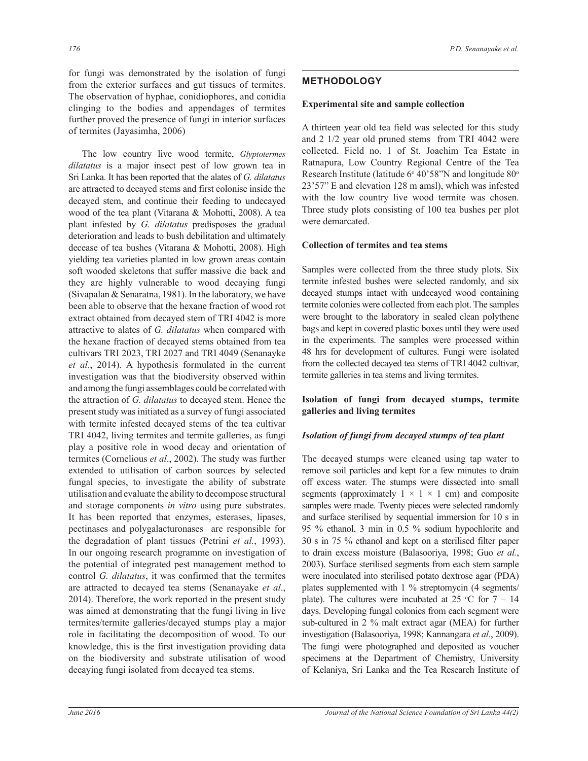for fungi was demonstrated by the isolation of fungi from the exterior surfaces and gut tissues of termites. The observation of hyphae, conidiophores, and conidia clinging to the bodies and appendages of termites further proved the presence of fungi in interior surfaces of termites (Jayasimha, 2006)

The low country live wood termite, *Glyptotermes dilatatus* is a major insect pest of low grown tea in Sri Lanka. It has been reported that the alates of *G. dilatatus* are attracted to decayed stems and first colonise inside the decayed stem, and continue their feeding to undecayed wood of the tea plant (Vitarana & Mohotti, 2008). A tea plant infested by *G. dilatatus* predisposes the gradual deterioration and leads to bush debilitation and ultimately decease of tea bushes (Vitarana & Mohotti, 2008). High yielding tea varieties planted in low grown areas contain soft wooded skeletons that suffer massive die back and they are highly vulnerable to wood decaying fungi (Sivapalan & Senaratna, 1981). In the laboratory, we have been able to observe that the hexane fraction of wood rot extract obtained from decayed stem of TRI 4042 is more attractive to alates of *G. dilatatus* when compared with the hexane fraction of decayed stems obtained from tea cultivars TRI 2023, TRI 2027 and TRI 4049 (Senanayke *et al*., 2014). A hypothesis formulated in the current investigation was that the biodiversity observed within and among the fungi assemblages could be correlated with the attraction of *G. dilatatus* to decayed stem. Hence the present study was initiated as a survey of fungi associated with termite infested decayed stems of the tea cultivar TRI 4042, living termites and termite galleries, as fungi play a positive role in wood decay and orientation of termites (Cornelious *et al*., 2002). The study was further extended to utilisation of carbon sources by selected fungal species, to investigate the ability of substrate utilisation and evaluate the ability to decompose structural and storage components *in vitro* using pure substrates. It has been reported that enzymes, esterases, lipases, pectinases and polygalacturonases are responsible for the degradation of plant tissues (Petrini *et al.*, 1993). In our ongoing research programme on investigation of the potential of integrated pest management method to control *G. dilatatus*, it was confirmed that the termites are attracted to decayed tea stems (Senanayake *et al*., 2014). Therefore, the work reported in the present study was aimed at demonstrating that the fungi living in live termites/termite galleries/decayed stumps play a major role in facilitating the decomposition of wood. To our knowledge, this is the first investigation providing data on the biodiversity and substrate utilisation of wood decaying fungi isolated from decayed tea stems.

## METHODOLOGY

### Experimental site and sample collection

A thirteen year old tea field was selected for this study and 2 1/2 year old pruned stems from TRI 4042 were collected. Field no. 1 of St. Joachim Tea Estate in Ratnapura, Low Country Regional Centre of the Tea Research Institute (latitude 6° 40'58"N and longitude 80° 23'57" E and elevation 128 m amsl), which was infested with the low country live wood termite was chosen. Three study plots consisting of 100 tea bushes per plot were demarcated.

### Collection of termites and tea stems

Samples were collected from the three study plots. Six termite infested bushes were selected randomly, and six decayed stumps intact with undecayed wood containing termite colonies were collected from each plot. The samples were brought to the laboratory in sealed clean polythene bags and kept in covered plastic boxes until they were used in the experiments. The samples were processed within 48 hrs for development of cultures. Fungi were isolated from the collected decayed tea stems of TRI 4042 cultivar, termite galleries in tea stems and living termites.

### Isolation of fungi from decayed stumps, termite galleries and living termites

#### *Isolation of fungi from decayed stumps of tea plant*

The decayed stumps were cleaned using tap water to remove soil particles and kept for a few minutes to drain off excess water. The stumps were dissected into small segments (approximately $1 \times 1 \times 1$ cm) and composite samples were made. Twenty pieces were selected randomly and surface sterilised by sequential immersion for 10 s in 95 % ethanol, 3 min in 0.5 % sodium hypochlorite and 30 s in 75 % ethanol and kept on a sterilised filter paper to drain excess moisture (Balasooriya, 1998; Guo *et al.*, 2003). Surface sterilised segments from each stem sample were inoculated into sterilised potato dextrose agar (PDA) plates supplemented with 1 % streptomycin (4 segments/plate). The cultures were incubated at 25 °C for 7 – 14 days. Developing fungal colonies from each segment were sub-cultured in 2 % malt extract agar (MEA) for further investigation (Balasooriya, 1998; Kannangara *et al*., 2009). The fungi were photographed and deposited as voucher specimens at the Department of Chemistry, University of Kelaniya, Sri Lanka and the Tea Research Institute of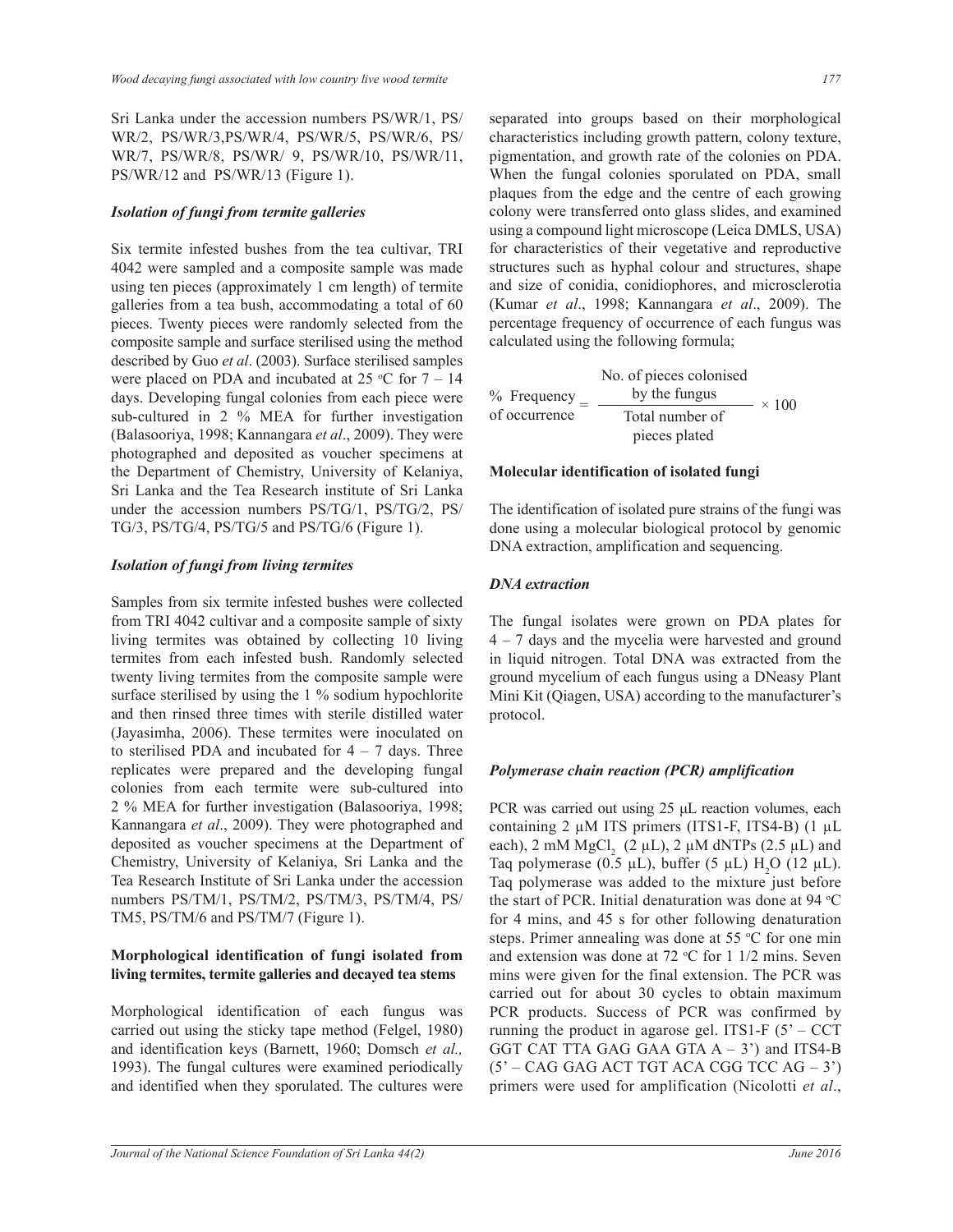Sri Lanka under the accession numbers PS/WR/1, PS/WR/2, PS/WR/3,PS/WR/4, PS/WR/5, PS/WR/6, PS/WR/7, PS/WR/8, PS/WR/ 9, PS/WR/10, PS/WR/11, PS/WR/12 and PS/WR/13 (Figure 1).

### *Isolation of fungi from termite galleries*

Six termite infested bushes from the tea cultivar, TRI 4042 were sampled and a composite sample was made using ten pieces (approximately 1 cm length) of termite galleries from a tea bush, accommodating a total of 60 pieces. Twenty pieces were randomly selected from the composite sample and surface sterilised using the method described by Guo *et al*. (2003). Surface sterilised samples were placed on PDA and incubated at 25 °C for 7 – 14 days. Developing fungal colonies from each piece were sub-cultured in 2 % MEA for further investigation (Balasooriya, 1998; Kannangara *et al*., 2009). They were photographed and deposited as voucher specimens at the Department of Chemistry, University of Kelaniya, Sri Lanka and the Tea Research institute of Sri Lanka under the accession numbers PS/TG/1, PS/TG/2, PS/TG/3, PS/TG/4, PS/TG/5 and PS/TG/6 (Figure 1).

### *Isolation of fungi from living termites*

Samples from six termite infested bushes were collected from TRI 4042 cultivar and a composite sample of sixty living termites was obtained by collecting 10 living termites from each infested bush. Randomly selected twenty living termites from the composite sample were surface sterilised by using the 1 % sodium hypochlorite and then rinsed three times with sterile distilled water (Jayasimha, 2006). These termites were inoculated on to sterilised PDA and incubated for 4 – 7 days. Three replicates were prepared and the developing fungal colonies from each termite were sub-cultured into 2 % MEA for further investigation (Balasooriya, 1998; Kannangara *et al*., 2009). They were photographed and deposited as voucher specimens at the Department of Chemistry, University of Kelaniya, Sri Lanka and the Tea Research Institute of Sri Lanka under the accession numbers PS/TM/1, PS/TM/2, PS/TM/3, PS/TM/4, PS/TM5, PS/TM/6 and PS/TM/7 (Figure 1).

### **Morphological identification of fungi isolated from living termites, termite galleries and decayed tea stems**

Morphological identification of each fungus was carried out using the sticky tape method (Felgel, 1980) and identification keys (Barnett, 1960; Domsch *et al.,* 1993). The fungal cultures were examined periodically and identified when they sporulated. The cultures were separated into groups based on their morphological characteristics including growth pattern, colony texture, pigmentation, and growth rate of the colonies on PDA. When the fungal colonies sporulated on PDA, small plaques from the edge and the centre of each growing colony were transferred onto glass slides, and examined using a compound light microscope (Leica DMLS, USA) for characteristics of their vegetative and reproductive structures such as hyphal colour and structures, shape and size of conidia, conidiophores, and microsclerotia (Kumar *et al*., 1998; Kannangara *et al*., 2009). The percentage frequency of occurrence of each fungus was calculated using the following formula;

$$\text{\% Frequency of occurrence} = \frac{\text{No. of pieces colonised by the fungus}}{\text{Total number of pieces plated}} \times 100$$

### **Molecular identification of isolated fungi**

The identification of isolated pure strains of the fungi was done using a molecular biological protocol by genomic DNA extraction, amplification and sequencing.

### *DNA extraction*

The fungal isolates were grown on PDA plates for 4 – 7 days and the mycelia were harvested and ground in liquid nitrogen. Total DNA was extracted from the ground mycelium of each fungus using a DNeasy Plant Mini Kit (Qiagen, USA) according to the manufacturer's protocol.

### *Polymerase chain reaction (PCR) amplification*

PCR was carried out using 25 μL reaction volumes, each containing 2 μM ITS primers (ITS1-F, ITS4-B) (1 μL each), 2 mM $MgCl_2$ (2 μL), 2 μM dNTPs (2.5 μL) and Taq polymerase (0.5 μL), buffer (5 μL) $H_2O$ (12 μL). Taq polymerase was added to the mixture just before the start of PCR. Initial denaturation was done at 94 °C for 4 mins, and 45 s for other following denaturation steps. Primer annealing was done at 55 °C for one min and extension was done at 72 °C for 1 1/2 mins. Seven mins were given for the final extension. The PCR was carried out for about 30 cycles to obtain maximum PCR products. Success of PCR was confirmed by running the product in agarose gel. ITS1-F (5' – CCT GGT CAT TTA GAG GAA GTA A – 3') and ITS4-B (5' – CAG GAG ACT TGT ACA CGG TCC AG – 3') primers were used for amplification (Nicolotti *et al*.,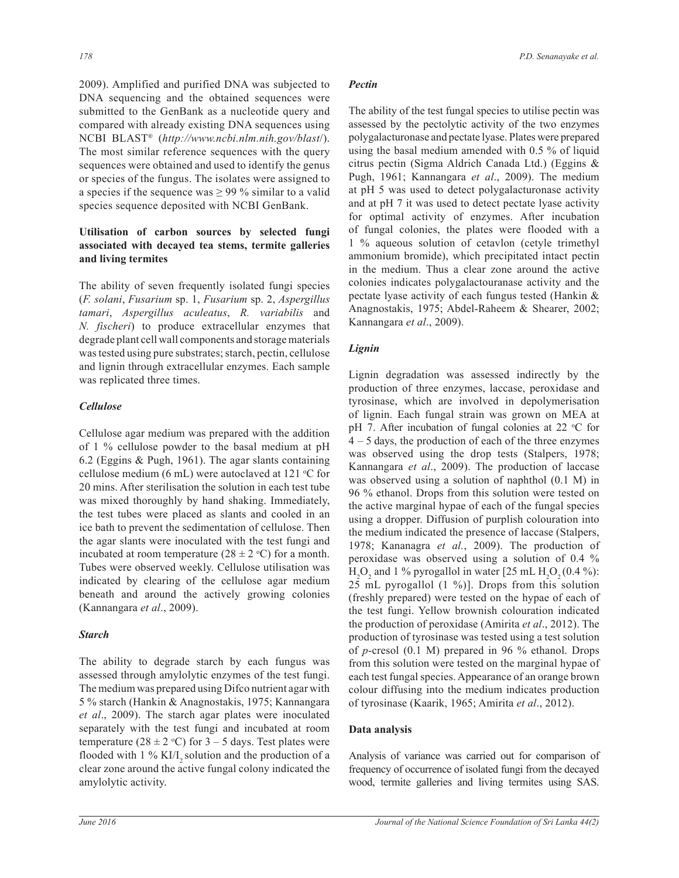2009). Amplified and purified DNA was subjected to DNA sequencing and the obtained sequences were submitted to the GenBank as a nucleotide query and compared with already existing DNA sequences using NCBI BLAST® (*http://www.ncbi.nlm.nih.gov/blast/*). The most similar reference sequences with the query sequences were obtained and used to identify the genus or species of the fungus. The isolates were assigned to a species if the sequence was ≥ 99 % similar to a valid species sequence deposited with NCBI GenBank.

### Utilisation of carbon sources by selected fungi associated with decayed tea stems, termite galleries and living termites

The ability of seven frequently isolated fungi species (*F. solani*, *Fusarium* sp. 1, *Fusarium* sp. 2, *Aspergillus tamari*, *Aspergillus aculeatus*, *R. variabilis* and *N. fischeri*) to produce extracellular enzymes that degrade plant cell wall components and storage materials was tested using pure substrates; starch, pectin, cellulose and lignin through extracellular enzymes. Each sample was replicated three times.

#### *Cellulose*

Cellulose agar medium was prepared with the addition of 1 % cellulose powder to the basal medium at pH 6.2 (Eggins & Pugh, 1961). The agar slants containing cellulose medium (6 mL) were autoclaved at 121 °C for 20 mins. After sterilisation the solution in each test tube was mixed thoroughly by hand shaking. Immediately, the test tubes were placed as slants and cooled in an ice bath to prevent the sedimentation of cellulose. Then the agar slants were inoculated with the test fungi and incubated at room temperature (28 ± 2 °C) for a month. Tubes were observed weekly. Cellulose utilisation was indicated by clearing of the cellulose agar medium beneath and around the actively growing colonies (Kannangara *et al*., 2009).

#### *Starch*

The ability to degrade starch by each fungus was assessed through amylolytic enzymes of the test fungi. The medium was prepared using Difco nutrient agar with 5 % starch (Hankin & Anagnostakis, 1975; Kannangara *et al*., 2009). The starch agar plates were inoculated separately with the test fungi and incubated at room temperature (28 ± 2 °C) for 3 – 5 days. Test plates were flooded with 1 % $KI/I_2$ solution and the production of a clear zone around the active fungal colony indicated the amylolytic activity.

#### *Pectin*

The ability of the test fungal species to utilise pectin was assessed by the pectolytic activity of the two enzymes polygalacturonase and pectate lyase. Plates were prepared using the basal medium amended with 0.5 % of liquid citrus pectin (Sigma Aldrich Canada Ltd.) (Eggins & Pugh, 1961; Kannangara *et al*., 2009). The medium at pH 5 was used to detect polygalacturonase activity and at pH 7 it was used to detect pectate lyase activity for optimal activity of enzymes. After incubation of fungal colonies, the plates were flooded with a 1 % aqueous solution of cetavlon (cetyle trimethyl ammonium bromide), which precipitated intact pectin in the medium. Thus a clear zone around the active colonies indicates polygalactouranase activity and the pectate lyase activity of each fungus tested (Hankin & Anagnostakis, 1975; Abdel-Raheem & Shearer, 2002; Kannangara *et al*., 2009).

#### *Lignin*

Lignin degradation was assessed indirectly by the production of three enzymes, laccase, peroxidase and tyrosinase, which are involved in depolymerisation of lignin. Each fungal strain was grown on MEA at pH 7. After incubation of fungal colonies at 22 °C for 4 – 5 days, the production of each of the three enzymes was observed using the drop tests (Stalpers, 1978; Kannangara *et al*., 2009). The production of laccase was observed using a solution of naphthol (0.1 M) in 96 % ethanol. Drops from this solution were tested on the active marginal hypae of each of the fungal species using a dropper. Diffusion of purplish colouration into the medium indicated the presence of laccase (Stalpers, 1978; Kananagra *et al.*, 2009). The production of peroxidase was observed using a solution of 0.4 % $H_2O_2$ and 1 % pyrogallol in water [25 mL $H_2O_2$ (0.4 %): 25 mL pyrogallol (1 %)]. Drops from this solution (freshly prepared) were tested on the hypae of each of the test fungi. Yellow brownish colouration indicated the production of peroxidase (Amirita *et al*., 2012). The production of tyrosinase was tested using a test solution of *p*-cresol (0.1 M) prepared in 96 % ethanol. Drops from this solution were tested on the marginal hypae of each test fungal species. Appearance of an orange brown colour diffusing into the medium indicates production of tyrosinase (Kaarik, 1965; Amirita *et al*., 2012).

### Data analysis

Analysis of variance was carried out for comparison of frequency of occurrence of isolated fungi from the decayed wood, termite galleries and living termites using SAS.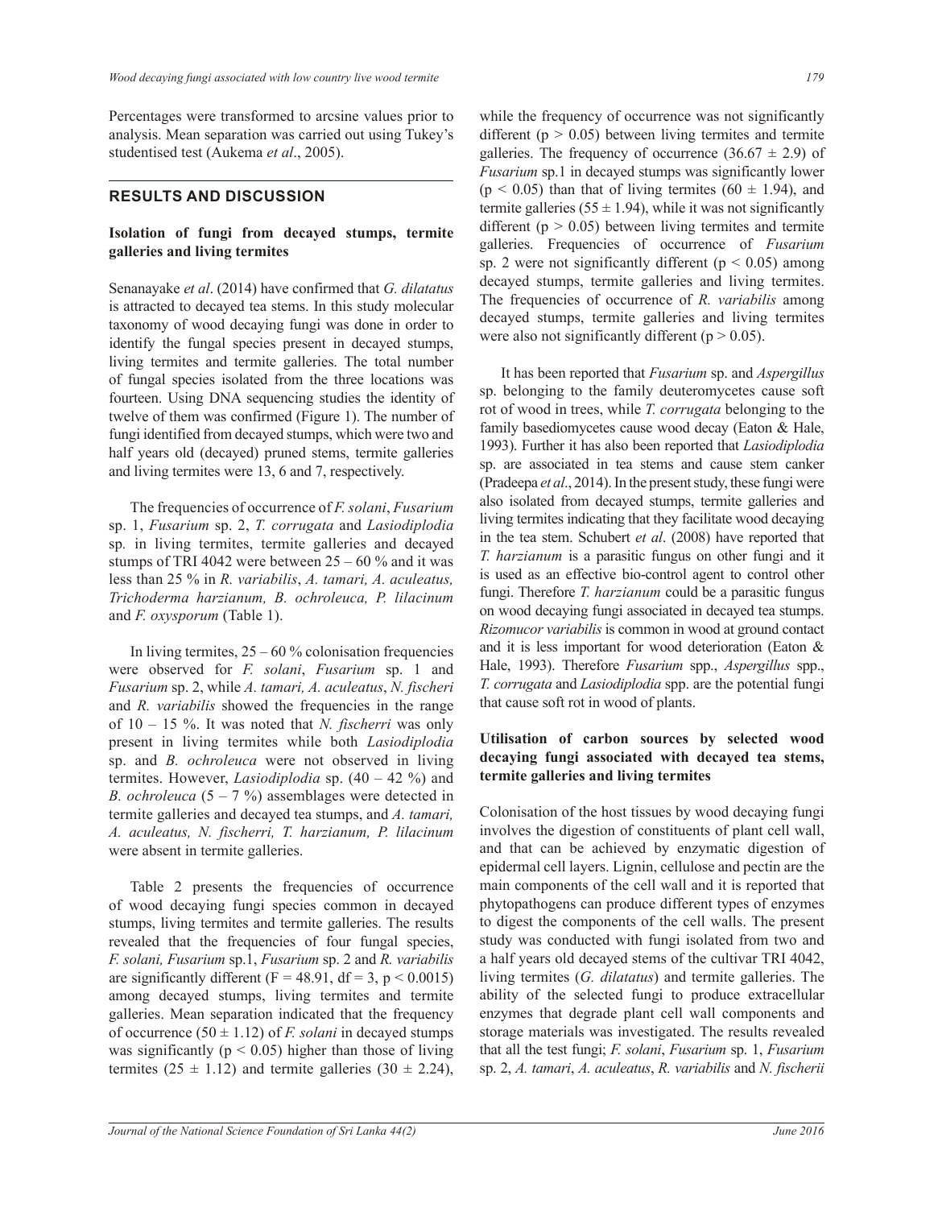Percentages were transformed to arcsine values prior to analysis. Mean separation was carried out using Tukey's studentised test (Aukema *et al*., 2005).

## RESULTS AND DISCUSSION

### Isolation of fungi from decayed stumps, termite galleries and living termites

Senanayake *et al*. (2014) have confirmed that *G. dilatatus* is attracted to decayed tea stems. In this study molecular taxonomy of wood decaying fungi was done in order to identify the fungal species present in decayed stumps, living termites and termite galleries. The total number of fungal species isolated from the three locations was fourteen. Using DNA sequencing studies the identity of twelve of them was confirmed (Figure 1). The number of fungi identified from decayed stumps, which were two and half years old (decayed) pruned stems, termite galleries and living termites were 13, 6 and 7, respectively.

The frequencies of occurrence of *F. solani*, *Fusarium* sp. 1, *Fusarium* sp. 2, *T. corrugata* and *Lasiodiplodia* sp. in living termites, termite galleries and decayed stumps of TRI 4042 were between 25 – 60 % and it was less than 25 % in *R. variabilis*, *A. tamari, A. aculeatus, Trichoderma harzianum, B. ochroleuca, P. lilacinum* and *F. oxysporum* (Table 1).

In living termites, 25 – 60 % colonisation frequencies were observed for *F. solani*, *Fusarium* sp. 1 and *Fusarium* sp. 2, while *A. tamari, A. aculeatus*, *N. fischeri* and *R. variabilis* showed the frequencies in the range of 10 – 15 %. It was noted that *N. fischerri* was only present in living termites while both *Lasiodiplodia* sp. and *B. ochroleuca* were not observed in living termites. However, *Lasiodiplodia* sp. (40 – 42 %) and *B. ochroleuca* (5 – 7 %) assemblages were detected in termite galleries and decayed tea stumps, and *A. tamari, A. aculeatus, N. fischerri, T. harzianum, P. lilacinum* were absent in termite galleries.

Table 2 presents the frequencies of occurrence of wood decaying fungi species common in decayed stumps, living termites and termite galleries. The results revealed that the frequencies of four fungal species, *F. solani, Fusarium* sp.1, *Fusarium* sp. 2 and *R. variabilis* are significantly different ($F = 48.91$, $df = 3$, $p < 0.0015$) among decayed stumps, living termites and termite galleries. Mean separation indicated that the frequency of occurrence ($50 \pm 1.12$) of *F. solani* in decayed stumps was significantly ($p < 0.05$) higher than those of living termites ($25 \pm 1.12$) and termite galleries ($30 \pm 2.24$), while the frequency of occurrence was not significantly different ($p > 0.05$) between living termites and termite galleries. The frequency of occurrence ($36.67 \pm 2.9$) of *Fusarium* sp.1 in decayed stumps was significantly lower ($p < 0.05$) than that of living termites ($60 \pm 1.94$), and termite galleries ($55 \pm 1.94$), while it was not significantly different ($p > 0.05$) between living termites and termite galleries. Frequencies of occurrence of *Fusarium* sp. 2 were not significantly different ($p < 0.05$) among decayed stumps, termite galleries and living termites. The frequencies of occurrence of *R. variabilis* among decayed stumps, termite galleries and living termites were also not significantly different ($p > 0.05$).

It has been reported that *Fusarium* sp. and *Aspergillus* sp. belonging to the family deuteromycetes cause soft rot of wood in trees, while *T. corrugata* belonging to the family basediomycetes cause wood decay (Eaton & Hale, 1993). Further it has also been reported that *Lasiodiplodia* sp. are associated in tea stems and cause stem canker (Pradeepa *et al*., 2014). In the present study, these fungi were also isolated from decayed stumps, termite galleries and living termites indicating that they facilitate wood decaying in the tea stem. Schubert *et al*. (2008) have reported that *T. harzianum* is a parasitic fungus on other fungi and it is used as an effective bio-control agent to control other fungi. Therefore *T. harzianum* could be a parasitic fungus on wood decaying fungi associated in decayed tea stumps. *Rizomucor variabilis* is common in wood at ground contact and it is less important for wood deterioration (Eaton & Hale, 1993). Therefore *Fusarium* spp., *Aspergillus* spp., *T. corrugata* and *Lasiodiplodia* spp. are the potential fungi that cause soft rot in wood of plants.

### Utilisation of carbon sources by selected wood decaying fungi associated with decayed tea stems, termite galleries and living termites

Colonisation of the host tissues by wood decaying fungi involves the digestion of constituents of plant cell wall, and that can be achieved by enzymatic digestion of epidermal cell layers. Lignin, cellulose and pectin are the main components of the cell wall and it is reported that phytopathogens can produce different types of enzymes to digest the components of the cell walls. The present study was conducted with fungi isolated from two and a half years old decayed stems of the cultivar TRI 4042, living termites (*G. dilatatus*) and termite galleries. The ability of the selected fungi to produce extracellular enzymes that degrade plant cell wall components and storage materials was investigated. The results revealed that all the test fungi; *F. solani*, *Fusarium* sp. 1, *Fusarium* sp. 2, *A. tamari*, *A. aculeatus*, *R. variabilis* and *N. fischerii*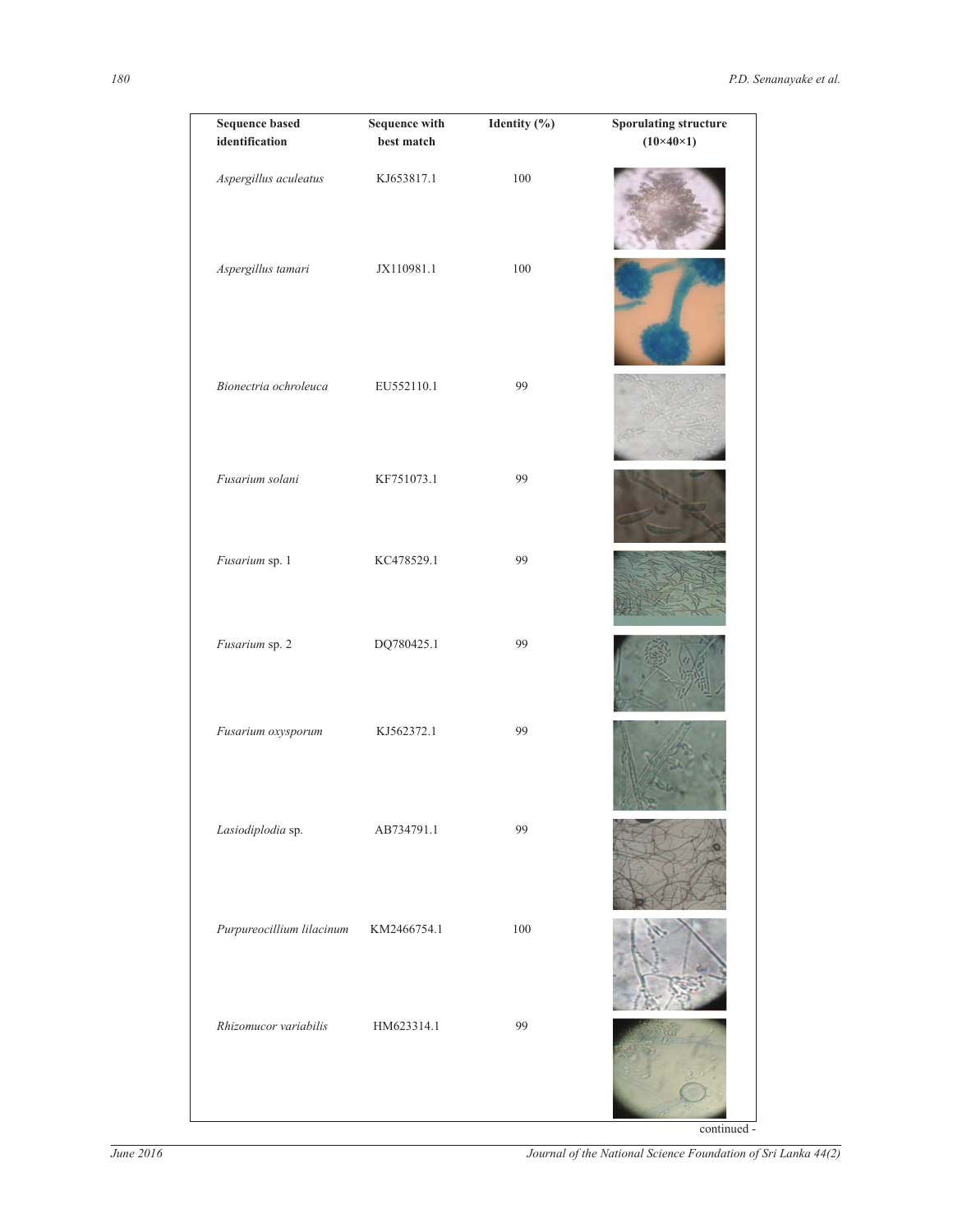| Sequence based identification | Sequence with best match | Identity (%) | Sporulating structure (10×40×1) |
|---|---|---|---|
| *Aspergillus aculeatus* | KJ653817.1 | 100 | |
| *Aspergillus tamari* | JX110981.1 | 100 | |
| *Bionectria ochroleuca* | EU552110.1 | 99 | |
| *Fusarium solani* | KF751073.1 | 99 | |
| *Fusarium* sp. 1 | KC478529.1 | 99 | |
| *Fusarium* sp. 2 | DQ780425.1 | 99 | |
| *Fusarium oxysporum* | KJ562372.1 | 99 | |
| *Lasiodiplodia* sp. | AB734791.1 | 99 | |
| *Purpureocillium lilacinum* | KM2466754.1 | 100 | |
| *Rhizomucor variabilis* | HM623314.1 | 99 | |

continued -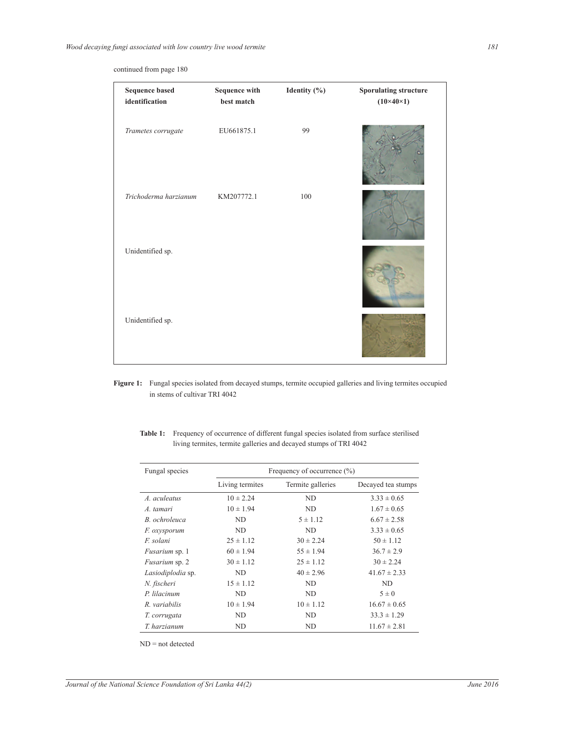continued from page 180

| Sequence based identification | Sequence with best match | Identity (%) | Sporulating structure (10×40×1) |
|---|---|---|---|
| *Trametes corrugate* | EU661875.1 | 99 | |
| *Trichoderma harzianum* | KM207772.1 | 100 | |
| Unidentified sp. | | | |
| Unidentified sp. | | | |

**Figure 1:** Fungal species isolated from decayed stumps, termite occupied galleries and living termites occupied in stems of cultivar TRI 4042

**Table 1:** Frequency of occurrence of different fungal species isolated from surface sterilised living termites, termite galleries and decayed stumps of TRI 4042

| Fungal species | Frequency of occurrence (%) | | |
|---|---|---|---|
| | Living termites | Termite galleries | Decayed tea stumps |
| *A. aculeatus* | 10 ± 2.24 | ND | 3.33 ± 0.65 |
| *A. tamari* | 10 ± 1.94 | ND | 1.67 ± 0.65 |
| *B. ochroleuca* | ND | 5 ± 1.12 | 6.67 ± 2.58 |
| *F. oxysporum* | ND | ND | 3.33 ± 0.65 |
| *F. solani* | 25 ± 1.12 | 30 ± 2.24 | 50 ± 1.12 |
| *Fusarium* sp. 1 | 60 ± 1.94 | 55 ± 1.94 | 36.7 ± 2.9 |
| *Fusarium* sp. 2 | 30 ± 1.12 | 25 ± 1.12 | 30 ± 2.24 |
| *Lasiodiplodia* sp. | ND | 40 ± 2.96 | 41.67 ± 2.33 |
| *N. fischeri* | 15 ± 1.12 | ND | ND |
| *P. lilacinum* | ND | ND | 5 ± 0 |
| *R. variabilis* | 10 ± 1.94 | 10 ± 1.12 | 16.67 ± 0.65 |
| *T. corrugata* | ND | ND | 33.3 ± 1.29 |
| *T. harzianum* | ND | ND | 11.67 ± 2.81 |

ND = not detected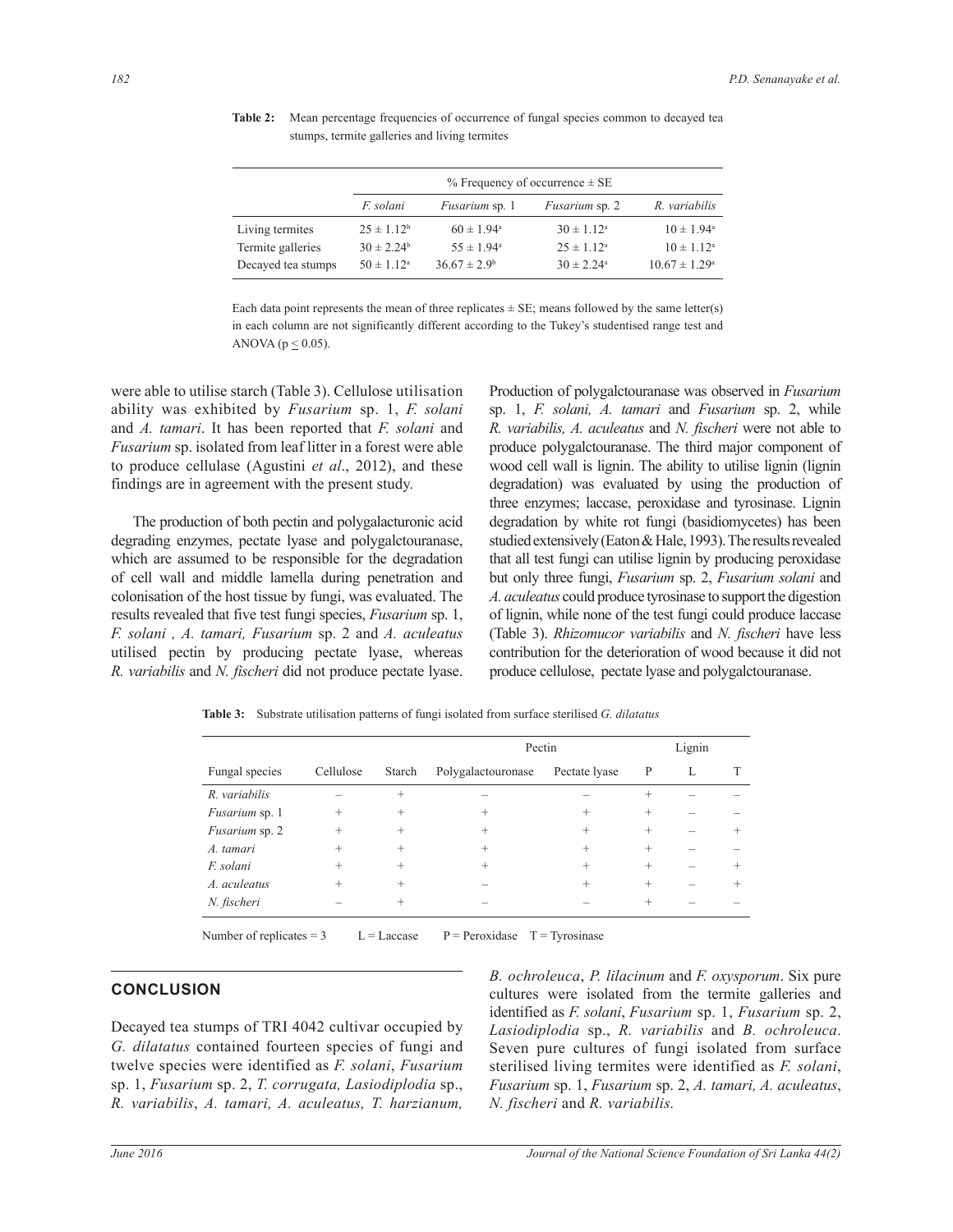**Table 2:** Mean percentage frequencies of occurrence of fungal species common to decayed tea stumps, termite galleries and living termites

| | % Frequency of occurrence ± SE | | | |
|---|---|---|---|---|
| | *F. solani* | *Fusarium* sp. 1 | *Fusarium* sp. 2 | *R. variabilis* |
| Living termites | 25 ± 1.12[b] | 60 ± 1.94[a] | 30 ± 1.12[a] | 10 ± 1.94[a] |
| Termite galleries | 30 ± 2.24[b] | 55 ± 1.94[a] | 25 ± 1.12[a] | 10 ± 1.12[a] |
| Decayed tea stumps | 50 ± 1.12[a] | 36.67 ± 2.9[b] | 30 ± 2.24[a] | 10.67 ± 1.29[a] |

Each data point represents the mean of three replicates ± SE; means followed by the same letter(s) in each column are not significantly different according to the Tukey's studentised range test and ANOVA ($p \leq 0.05$).

were able to utilise starch (Table 3). Cellulose utilisation ability was exhibited by *Fusarium* sp. 1, *F. solani* and *A. tamari*. It has been reported that *F. solani* and *Fusarium* sp. isolated from leaf litter in a forest were able to produce cellulase (Agustini *et al*., 2012), and these findings are in agreement with the present study.

The production of both pectin and polygalacturonic acid degrading enzymes, pectate lyase and polygalctouranase, which are assumed to be responsible for the degradation of cell wall and middle lamella during penetration and colonisation of the host tissue by fungi, was evaluated. The results revealed that five test fungi species, *Fusarium* sp. 1, *F. solani* , *A. tamari, Fusarium* sp. 2 and *A. aculeatus* utilised pectin by producing pectate lyase, whereas *R. variabilis* and *N. fischeri* did not produce pectate lyase. Production of polygalctouranase was observed in *Fusarium* sp. 1, *F. solani, A. tamari* and *Fusarium* sp. 2, while *R. variabilis, A. aculeatus* and *N. fischeri* were not able to produce polygalctouranase. The third major component of wood cell wall is lignin. The ability to utilise lignin (lignin degradation) was evaluated by using the production of three enzymes; laccase, peroxidase and tyrosinase. Lignin degradation by white rot fungi (basidiomycetes) has been studied extensively (Eaton & Hale, 1993). The results revealed that all test fungi can utilise lignin by producing peroxidase but only three fungi, *Fusarium* sp. 2, *Fusarium solani* and *A. aculeatus* could produce tyrosinase to support the digestion of lignin, while none of the test fungi could produce laccase (Table 3). *Rhizomucor variabilis* and *N. fischeri* have less contribution for the deterioration of wood because it did not produce cellulose, pectate lyase and polygalctouranase.

**Table 3:** Substrate utilisation patterns of fungi isolated from surface sterilised *G. dilatatus*

| | | | Pectin | | Lignin | | |
|---|---|---|---|---|---|---|---|
| Fungal species | Cellulose | Starch | Polygalactouronase | Pectate lyase | P | L | T |
| *R. variabilis* | – | + | – | – | + | – | – |
| *Fusarium* sp. 1 | + | + | + | + | + | – | – |
| *Fusarium* sp. 2 | + | + | + | + | + | – | + |
| *A. tamari* | + | + | + | + | + | – | – |
| *F. solani* | + | + | + | + | + | – | + |
| *A. aculeatus* | + | + | – | + | + | – | + |
| *N. fischeri* | – | + | – | – | + | – | – |

Number of replicates = 3 L = Laccase P = Peroxidase T = Tyrosinase

## CONCLUSION

Decayed tea stumps of TRI 4042 cultivar occupied by *G. dilatatus* contained fourteen species of fungi and twelve species were identified as *F. solani*, *Fusarium* sp. 1, *Fusarium* sp. 2, *T. corrugata, Lasiodiplodia* sp., *R. variabilis*, *A. tamari, A. aculeatus, T. harzianum, B. ochroleuca*, *P. lilacinum* and *F. oxysporum*. Six pure cultures were isolated from the termite galleries and identified as *F. solani*, *Fusarium* sp. 1, *Fusarium* sp. 2, *Lasiodiplodia* sp., *R. variabilis* and *B. ochroleuca*. Seven pure cultures of fungi isolated from surface sterilised living termites were identified as *F. solani*, *Fusarium* sp. 1, *Fusarium* sp. 2, *A. tamari, A. aculeatus*, *N. fischeri* and *R. variabilis.*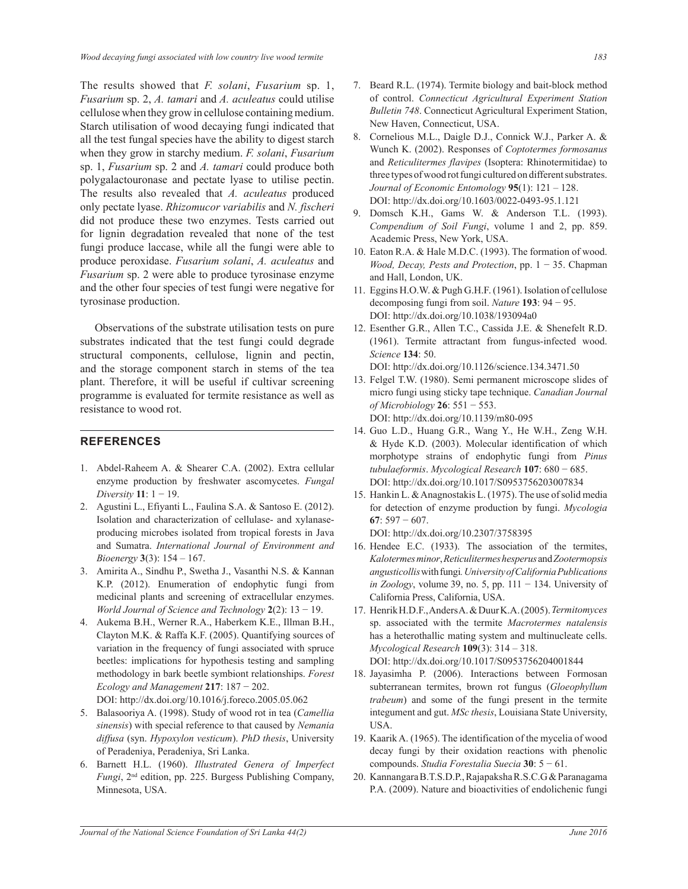The results showed that *F. solani*, *Fusarium* sp. 1, *Fusarium* sp. 2, *A. tamari* and *A. aculeatus* could utilise cellulose when they grow in cellulose containing medium. Starch utilisation of wood decaying fungi indicated that all the test fungal species have the ability to digest starch when they grow in starchy medium. *F. solani*, *Fusarium* sp. 1, *Fusarium* sp. 2 and *A. tamari* could produce both polygalactouronase and pectate lyase to utilise pectin. The results also revealed that *A. aculeatus* produced only pectate lyase. *Rhizomucor variabilis* and *N. fischeri* did not produce these two enzymes. Tests carried out for lignin degradation revealed that none of the test fungi produce laccase, while all the fungi were able to produce peroxidase. *Fusarium solani*, *A. aculeatus* and *Fusarium* sp. 2 were able to produce tyrosinase enzyme and the other four species of test fungi were negative for tyrosinase production.

Observations of the substrate utilisation tests on pure substrates indicated that the test fungi could degrade structural components, cellulose, lignin and pectin, and the storage component starch in stems of the tea plant. Therefore, it will be useful if cultivar screening programme is evaluated for termite resistance as well as resistance to wood rot.

## REFERENCES

1. Abdel-Raheem A. & Shearer C.A. (2002). Extra cellular enzyme production by freshwater ascomycetes. *Fungal Diversity* **11**: 1 − 19.
2. Agustini L., Efiyanti L., Faulina S.A. & Santoso E. (2012). Isolation and characterization of cellulase- and xylanase-producing microbes isolated from tropical forests in Java and Sumatra. *International Journal of Environment and Bioenergy* **3**(3): 154 – 167.
3. Amirita A., Sindhu P., Swetha J., Vasanthi N.S. & Kannan K.P. (2012). Enumeration of endophytic fungi from medicinal plants and screening of extracellular enzymes. *World Journal of Science and Technology* **2**(2): 13 − 19.
4. Aukema B.H., Werner R.A., Haberkem K.E., Illman B.H., Clayton M.K. & Raffa K.F. (2005). Quantifying sources of variation in the frequency of fungi associated with spruce beetles: implications for hypothesis testing and sampling methodology in bark beetle symbiont relationships. *Forest Ecology and Management* **217**: 187 − 202. DOI: http://dx.doi.org/10.1016/j.foreco.2005.05.062
5. Balasooriya A. (1998). Study of wood rot in tea (*Camellia sinensis*) with special reference to that caused by *Nemania diffusa* (syn. *Hypoxylon vesticum*). *PhD thesis*, University of Peradeniya, Peradeniya, Sri Lanka.
6. Barnett H.L. (1960). *Illustrated Genera of Imperfect Fungi*, 2nd edition, pp. 225. Burgess Publishing Company, Minnesota, USA.
7. Beard R.L. (1974). Termite biology and bait-block method of control. *Connecticut Agricultural Experiment Station Bulletin 748*. Connecticut Agricultural Experiment Station, New Haven, Connecticut, USA.
8. Cornelious M.L., Daigle D.J., Connick W.J., Parker A. & Wunch K. (2002). Responses of *Coptotermes formosanus* and *Reticulitermes flavipes* (Isoptera: Rhinotermitidae) to three types of wood rot fungi cultured on different substrates. *Journal of Economic Entomology* **95**(1): 121 – 128. DOI: http://dx.doi.org/10.1603/0022-0493-95.1.121
9. Domsch K.H., Gams W. & Anderson T.L. (1993). *Compendium of Soil Fungi*, volume 1 and 2, pp. 859. Academic Press, New York, USA.
10. Eaton R.A. & Hale M.D.C. (1993). The formation of wood. *Wood, Decay, Pests and Protection*, pp. 1 − 35. Chapman and Hall, London, UK.
11. Eggins H.O.W. & Pugh G.H.F. (1961). Isolation of cellulose decomposing fungi from soil. *Nature* **193**: 94 − 95. DOI: http://dx.doi.org/10.1038/193094a0
12. Esenther G.R., Allen T.C., Cassida J.E. & Shenefelt R.D. (1961). Termite attractant from fungus-infected wood. *Science* **134**: 50. DOI: http://dx.doi.org/10.1126/science.134.3471.50
13. Felgel T.W. (1980). Semi permanent microscope slides of micro fungi using sticky tape technique. *Canadian Journal of Microbiology* **26**: 551 − 553. DOI: http://dx.doi.org/10.1139/m80-095
14. Guo L.D., Huang G.R., Wang Y., He W.H., Zeng W.H. & Hyde K.D. (2003). Molecular identification of which morphotype strains of endophytic fungi from *Pinus tubulaeformis*. *Mycological Research* **107**: 680 − 685. DOI: http://dx.doi.org/10.1017/S0953756203007834
15. Hankin L. & Anagnostakis L. (1975). The use of solid media for detection of enzyme production by fungi. *Mycologia* **67**: 597 − 607. DOI: http://dx.doi.org/10.2307/3758395
16. Hendee E.C. (1933). The association of the termites, *Kalotermes minor*, *Reticulitermes hesperus* and *Zootermopsis angusticollis* with fungi. *University of California Publications in Zoology*, volume 39, no. 5, pp. 111 − 134. University of California Press, California, USA.
17. Henrik H.D.F., Anders A. & Duur K.A. (2005). *Termitomyces* sp. associated with the termite *Macrotermes natalensis* has a heterothallic mating system and multinucleate cells. *Mycological Research* **109**(3): 314 – 318. DOI: http://dx.doi.org/10.1017/S0953756204001844
18. Jayasimha P. (2006). Interactions between Formosan subterranean termites, brown rot fungus (*Gloeophyllum trabeum*) and some of the fungi present in the termite integument and gut. *MSc thesis*, Louisiana State University, USA.
19. Kaarik A. (1965). The identification of the mycelia of wood decay fungi by their oxidation reactions with phenolic compounds. *Studia Forestalia Suecia* **30**: 5 − 61.
20. Kannangara B.T.S.D.P., Rajapaksha R.S.C.G & Paranagama P.A. (2009). Nature and bioactivities of endolichenic fungi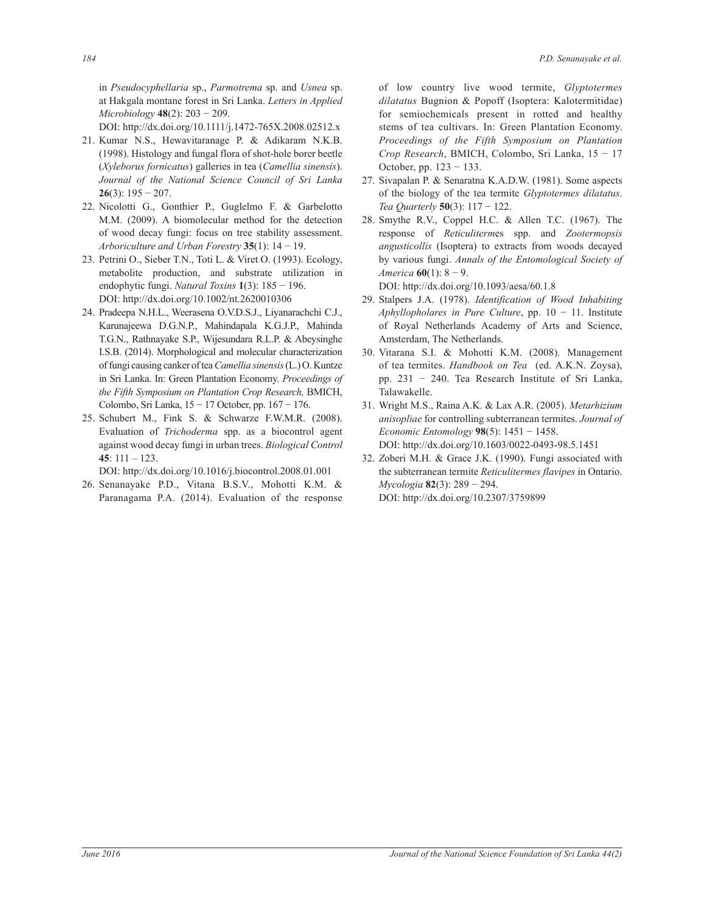in *Pseudocyphellaria* sp., *Parmotrema* sp. and *Usnea* sp. at Hakgala montane forest in Sri Lanka. *Letters in Applied Microbiology* **48**(2): 203 − 209.
DOI: http://dx.doi.org/10.1111/j.1472-765X.2008.02512.x

21. Kumar N.S., Hewavitaranage P. & Adikaram N.K.B. (1998). Histology and fungal flora of shot-hole borer beetle (*Xyleborus fornicatus*) galleries in tea (*Camellia sinensis*). *Journal of the National Science Council of Sri Lanka* **26**(3): 195 − 207.
22. Nicolotti G., Gonthier P., Guglelmo F. & Garbelotto M.M. (2009). A biomolecular method for the detection of wood decay fungi: focus on tree stability assessment. *Arboriculture and Urban Forestry* **35**(1): 14 − 19.
23. Petrini O., Sieber T.N., Toti L. & Viret O. (1993). Ecology, metabolite production, and substrate utilization in endophytic fungi. *Natural Toxins* **1**(3): 185 − 196.
DOI: http://dx.doi.org/10.1002/nt.2620010306
24. Pradeepa N.H.L., Weerasena O.V.D.S.J., Liyanarachchi C.J., Karunajeewa D.G.N.P., Mahindapala K.G.J.P., Mahinda T.G.N., Rathnayake S.P., Wijesundara R.L.P. & Abeysinghe I.S.B. (2014). Morphological and molecular characterization of fungi causing canker of tea *Camellia sinensis* (L.) O. Kuntze in Sri Lanka. In: Green Plantation Economy. *Proceedings of the Fifth Symposium on Plantation Crop Research,* BMICH, Colombo, Sri Lanka, 15 − 17 October, pp. 167 − 176.
25. Schubert M., Fink S. & Schwarze F.W.M.R. (2008). Evaluation of *Trichoderma* spp. as a biocontrol agent against wood decay fungi in urban trees. *Biological Control* **45**: 111 – 123.
DOI: http://dx.doi.org/10.1016/j.biocontrol.2008.01.001
26. Senanayake P.D., Vitana B.S.V., Mohotti K.M. & Paranagama P.A. (2014). Evaluation of the response of low country live wood termite, *Glyptotermes dilatatus* Bugnion & Popoff (Isoptera: Kalotermitidae) for semiochemicals present in rotted and healthy stems of tea cultivars. In: Green Plantation Economy. *Proceedings of the Fifth Symposium on Plantation Crop Research*, BMICH, Colombo, Sri Lanka, 15 − 17 October, pp. 123 − 133.
27. Sivapalan P. & Senaratna K.A.D.W. (1981). Some aspects of the biology of the tea termite *Glyptotermes dilatatus*. *Tea Quarterly* **50**(3): 117 − 122.
28. Smythe R.V., Coppel H.C. & Allen T.C. (1967). The response of *Reticulitermes* spp. and *Zootermopsis angusticollis* (Isoptera) to extracts from woods decayed by various fungi. *Annals of the Entomological Society of America* **60**(1): 8 − 9.
DOI: http://dx.doi.org/10.1093/aesa/60.1.8
29. Stalpers J.A. (1978). *Identification of Wood Inhabiting Aphyllopholares in Pure Culture*, pp. 10 − 11. Institute of Royal Netherlands Academy of Arts and Science, Amsterdam, The Netherlands.
30. Vitarana S.I. & Mohotti K.M. (2008). Management of tea termites. *Handbook on Tea* (ed. A.K.N. Zoysa), pp. 231 − 240. Tea Research Institute of Sri Lanka, Talawakelle.
31. Wright M.S., Raina A.K. & Lax A.R. (2005). *Metarhizium anisopliae* for controlling subterranean termites. *Journal of Economic Entomology* **98**(5): 1451 − 1458.
DOI: http://dx.doi.org/10.1603/0022-0493-98.5.1451
32. Zoberi M.H. & Grace J.K. (1990). Fungi associated with the subterranean termite *Reticulitermes flavipes* in Ontario. *Mycologia* **82**(3): 289 − 294.
DOI: http://dx.doi.org/10.2307/3759899